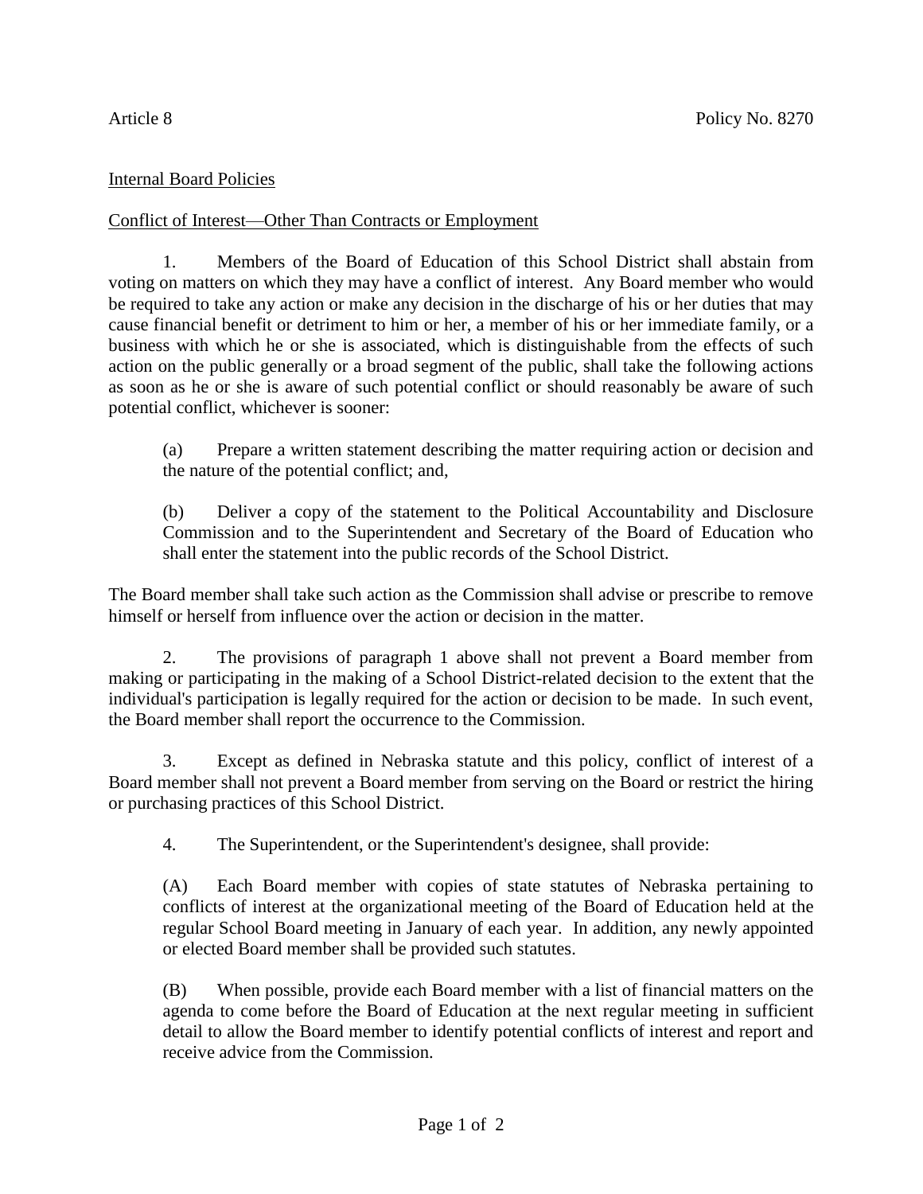Article 8 Policy No. 8270

<u>Internal Board Policies</u>

<u>Conflict of Interest—Other Than Contracts or Employment</u>

1. Members of the Board of Education of this School District shall abstain from voting on matters on which they may have a conflict of interest. Any Board member who would be required to take any action or make any decision in the discharge of his or her duties that may cause financial benefit or detriment to him or her, a member of his or her immediate family, or a business with which he or she is associated, which is distinguishable from the effects of such action on the public generally or a broad segment of the public, shall take the following actions as soon as he or she is aware of such potential conflict or should reasonably be aware of such potential conflict, whichever is sooner:

> (a) Prepare a written statement describing the matter requiring action or decision and the nature of the potential conflict; and,
>
> (b) Deliver a copy of the statement to the Political Accountability and Disclosure Commission and to the Superintendent and Secretary of the Board of Education who shall enter the statement into the public records of the School District.

The Board member shall take such action as the Commission shall advise or prescribe to remove himself or herself from influence over the action or decision in the matter.

2. The provisions of paragraph 1 above shall not prevent a Board member from making or participating in the making of a School District-related decision to the extent that the individual's participation is legally required for the action or decision to be made. In such event, the Board member shall report the occurrence to the Commission.

3. Except as defined in Nebraska statute and this policy, conflict of interest of a Board member shall not prevent a Board member from serving on the Board or restrict the hiring or purchasing practices of this School District.

4. The Superintendent, or the Superintendent's designee, shall provide:

> (A) Each Board member with copies of state statutes of Nebraska pertaining to conflicts of interest at the organizational meeting of the Board of Education held at the regular School Board meeting in January of each year. In addition, any newly appointed or elected Board member shall be provided such statutes.
>
> (B) When possible, provide each Board member with a list of financial matters on the agenda to come before the Board of Education at the next regular meeting in sufficient detail to allow the Board member to identify potential conflicts of interest and report and receive advice from the Commission.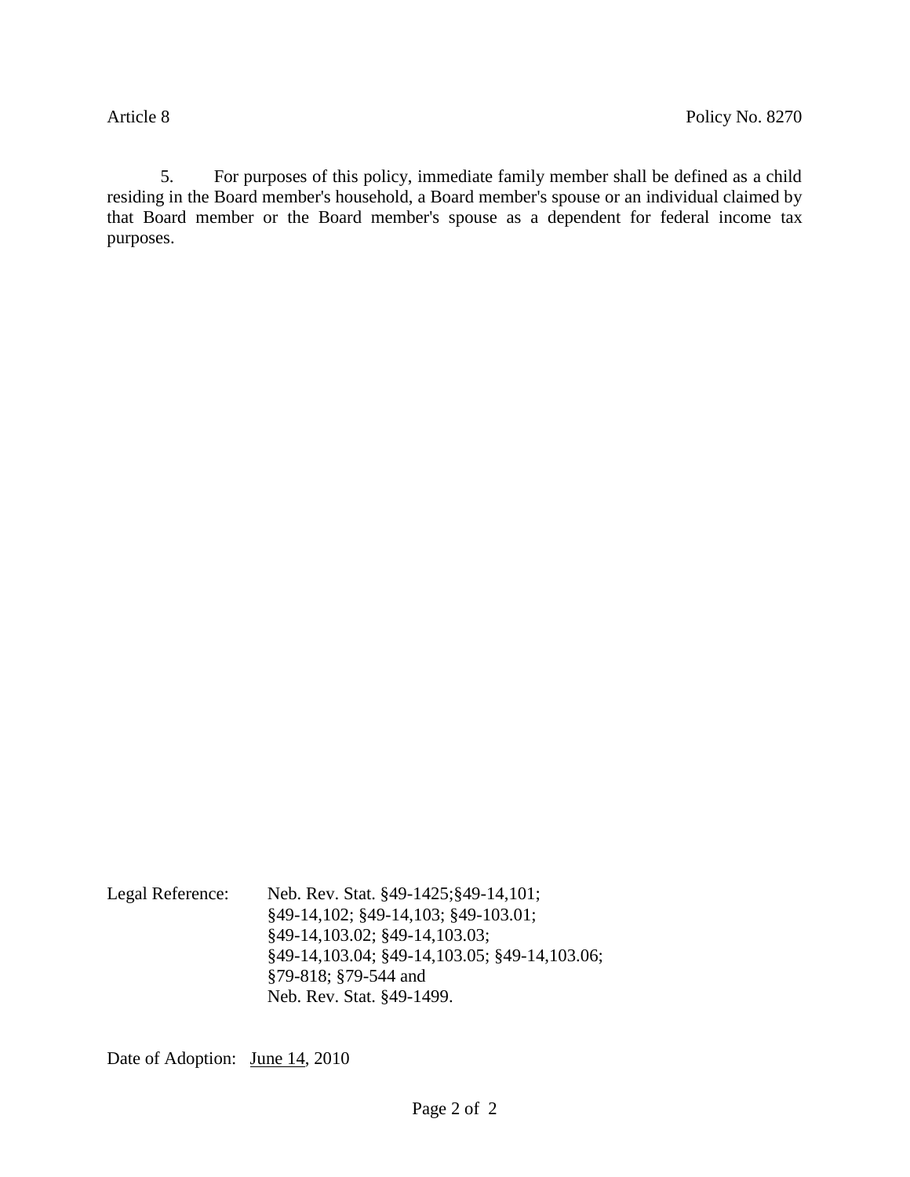5. For purposes of this policy, immediate family member shall be defined as a child residing in the Board member's household, a Board member's spouse or an individual claimed by that Board member or the Board member's spouse as a dependent for federal income tax purposes.

Legal Reference: Neb. Rev. Stat. §49-1425;§49-14,101; §49-14,102; §49-14,103; §49-103.01; §49-14,103.02; §49-14,103.03; §49-14,103.04; §49-14,103.05; §49-14,103.06; §79-818; §79-544 and Neb. Rev. Stat. §49-1499.

Date of Adoption: June 14, 2010